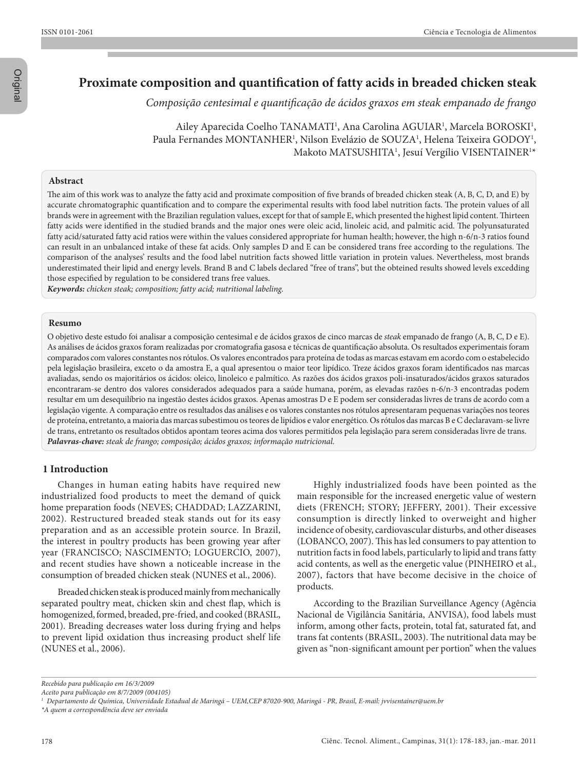# Proximate composition and quantification of fatty acids in breaded chicken steak

*Composição centesimal e quantificação de ácidos graxos em steak empanado de frango*

Ailey Aparecida Coelho TANAMATI[1], Ana Carolina AGUIAR[1], Marcela BOROSKI[1], Paula Fernandes MONTANHER[1], Nilson Evelázio de SOUZA[1], Helena Teixeira GODOY[1], Makoto MATSUSHITA[1], Jesuí Vergílio VISENTAINER[1]*

## Abstract

The aim of this work was to analyze the fatty acid and proximate composition of five brands of breaded chicken steak (A, B, C, D, and E) by accurate chromatographic quantification and to compare the experimental results with food label nutrition facts. The protein values of all brands were in agreement with the Brazilian regulation values, except for that of sample E, which presented the highest lipid content. Thirteen fatty acids were identified in the studied brands and the major ones were oleic acid, linoleic acid, and palmitic acid. The polyunsaturated fatty acid/saturated fatty acid ratios were within the values considered appropriate for human health; however, the high n-6/n-3 ratios found can result in an unbalanced intake of these fat acids. Only samples D and E can be considered trans free according to the regulations. The comparison of the analyses' results and the food label nutrition facts showed little variation in protein values. Nevertheless, most brands underestimated their lipid and energy levels. Brand B and C labels declared "free of trans", but the obteined results showed levels excedding those especified by regulation to be considered trans free values.

***Keywords:*** *chicken steak; composition; fatty acid; nutritional labeling.*

## Resumo

O objetivo deste estudo foi analisar a composição centesimal e de ácidos graxos de cinco marcas de *steak* empanado de frango (A, B, C, D e E). As análises de ácidos graxos foram realizadas por cromatografia gasosa e técnicas de quantificação absoluta. Os resultados experimentais foram comparados com valores constantes nos rótulos. Os valores encontrados para proteína de todas as marcas estavam em acordo com o estabelecido pela legislação brasileira, exceto o da amostra E, a qual apresentou o maior teor lipídico. Treze ácidos graxos foram identificados nas marcas avaliadas, sendo os majoritários os ácidos: oleico, linoleico e palmítico. As razões dos ácidos graxos poli-insaturados/ácidos graxos saturados encontraram-se dentro dos valores considerados adequados para a saúde humana, porém, as elevadas razões n-6/n-3 encontradas podem resultar em um desequilíbrio na ingestão destes ácidos graxos. Apenas amostras D e E podem ser consideradas livres de trans de acordo com a legislação vigente. A comparação entre os resultados das análises e os valores constantes nos rótulos apresentaram pequenas variações nos teores de proteína, entretanto, a maioria das marcas subestimou os teores de lipídios e valor energético. Os rótulos das marcas B e C declaravam-se livre de trans, entretanto os resultados obtidos apontam teores acima dos valores permitidos pela legislação para serem consideradas livre de trans.

***Palavras-chave:*** *steak de frango; composição; ácidos graxos; informação nutricional.*

## 1 Introduction

Changes in human eating habits have required new industrialized food products to meet the demand of quick home preparation foods (NEVES; CHADDAD; LAZZARINI, 2002). Restructured breaded steak stands out for its easy preparation and as an accessible protein source. In Brazil, the interest in poultry products has been growing year after year (FRANCISCO; NASCIMENTO; LOGUERCIO, 2007), and recent studies have shown a noticeable increase in the consumption of breaded chicken steak (NUNES et al., 2006).

Breaded chicken steak is produced mainly from mechanically separated poultry meat, chicken skin and chest flap, which is homogenized, formed, breaded, pre-fried, and cooked (BRASIL, 2001). Breading decreases water loss during frying and helps to prevent lipid oxidation thus increasing product shelf life (NUNES et al., 2006).

Highly industrialized foods have been pointed as the main responsible for the increased energetic value of western diets (FRENCH; STORY; JEFFERY, 2001). Their excessive consumption is directly linked to overweight and higher incidence of obesity, cardiovascular disturbs, and other diseases (LOBANCO, 2007). This has led consumers to pay attention to nutrition facts in food labels, particularly to lipid and trans fatty acid contents, as well as the energetic value (PINHEIRO et al., 2007), factors that have become decisive in the choice of products.

According to the Brazilian Surveillance Agency (Agência Nacional de Vigilância Sanitária, ANVISA), food labels must inform, among other facts, protein, total fat, saturated fat, and trans fat contents (BRASIL, 2003). The nutritional data may be given as "non-significant amount per portion" when the values

*Recebido para publicação em 16/3/2009*

*Aceito para publicação em 8/7/2009 (004105)*

[1] *Departamento de Química, Universidade Estadual de Maringá – UEM,CEP 87020-900, Maringá - PR, Brasil, E-mail: jvvisentainer@uem.br*

*\*A quem a correspondência deve ser enviada*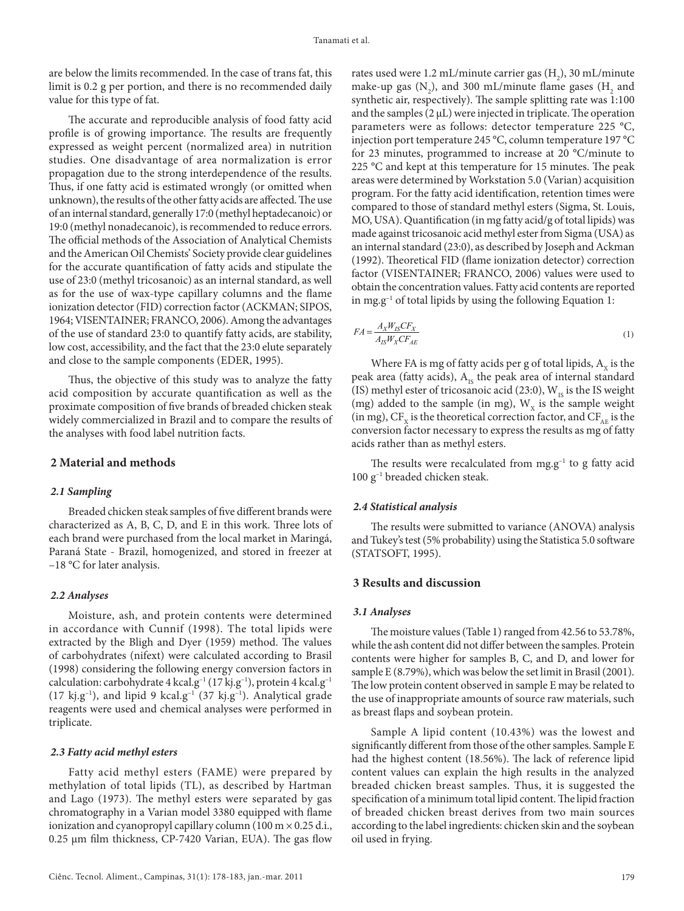are below the limits recommended. In the case of trans fat, this limit is 0.2 g per portion, and there is no recommended daily value for this type of fat.

The accurate and reproducible analysis of food fatty acid profile is of growing importance. The results are frequently expressed as weight percent (normalized area) in nutrition studies. One disadvantage of area normalization is error propagation due to the strong interdependence of the results. Thus, if one fatty acid is estimated wrongly (or omitted when unknown), the results of the other fatty acids are affected. The use of an internal standard, generally 17:0 (methyl heptadecanoic) or 19:0 (methyl nonadecanoic), is recommended to reduce errors. The official methods of the Association of Analytical Chemists and the American Oil Chemists' Society provide clear guidelines for the accurate quantification of fatty acids and stipulate the use of 23:0 (methyl tricosanoic) as an internal standard, as well as for the use of wax-type capillary columns and the flame ionization detector (FID) correction factor (ACKMAN; SIPOS, 1964; VISENTAINER; FRANCO, 2006). Among the advantages of the use of standard 23:0 to quantify fatty acids, are stability, low cost, accessibility, and the fact that the 23:0 elute separately and close to the sample components (EDER, 1995).

Thus, the objective of this study was to analyze the fatty acid composition by accurate quantification as well as the proximate composition of five brands of breaded chicken steak widely commercialized in Brazil and to compare the results of the analyses with food label nutrition facts.

## 2 Material and methods

### 2.1 Sampling

Breaded chicken steak samples of five different brands were characterized as A, B, C, D, and E in this work. Three lots of each brand were purchased from the local market in Maringá, Paraná State - Brazil, homogenized, and stored in freezer at −18 °C for later analysis.

### 2.2 Analyses

Moisture, ash, and protein contents were determined in accordance with Cunnif (1998). The total lipids were extracted by the Bligh and Dyer (1959) method. The values of carbohydrates (nifext) were calculated according to Brasil (1998) considering the following energy conversion factors in calculation: carbohydrate 4 kcal.g$^{-1}$ (17 kj.g$^{-1}$), protein 4 kcal.g$^{-1}$ (17 kj.g$^{-1}$), and lipid 9 kcal.g$^{-1}$ (37 kj.g$^{-1}$). Analytical grade reagents were used and chemical analyses were performed in triplicate.

### 2.3 Fatty acid methyl esters

Fatty acid methyl esters (FAME) were prepared by methylation of total lipids (TL), as described by Hartman and Lago (1973). The methyl esters were separated by gas chromatography in a Varian model 3380 equipped with flame ionization and cyanopropyl capillary column (100 m × 0.25 d.i., 0.25 µm film thickness, CP-7420 Varian, EUA). The gas flow rates used were 1.2 mL/minute carrier gas ($H_2$), 30 mL/minute make-up gas ($N_2$), and 300 mL/minute flame gases ($H_2$ and synthetic air, respectively). The sample splitting rate was 1:100 and the samples (2 µL) were injected in triplicate. The operation parameters were as follows: detector temperature 225 °C, injection port temperature 245 °C, column temperature 197 °C for 23 minutes, programmed to increase at 20 °C/minute to 225 °C and kept at this temperature for 15 minutes. The peak areas were determined by Workstation 5.0 (Varian) acquisition program. For the fatty acid identification, retention times were compared to those of standard methyl esters (Sigma, St. Louis, MO, USA). Quantification (in mg fatty acid/g of total lipids) was made against tricosanoic acid methyl ester from Sigma (USA) as an internal standard (23:0), as described by Joseph and Ackman (1992). Theoretical FID (flame ionization detector) correction factor (VISENTAINER; FRANCO, 2006) values were used to obtain the concentration values. Fatty acid contents are reported in mg.g$^{-1}$ of total lipids by using the following Equation 1:

$$FA = \frac{A_X W_{IS} CF_X}{A_{IS} W_X CF_{AE}} \quad (1)$$

Where FA is mg of fatty acids per g of total lipids, $A_X$ is the peak area (fatty acids), $A_{IS}$ the peak area of internal standard (IS) methyl ester of tricosanoic acid (23:0), $W_{IS}$ is the IS weight (mg) added to the sample (in mg), $W_X$ is the sample weight (in mg), $CF_X$ is the theoretical correction factor, and $CF_{AE}$ is the conversion factor necessary to express the results as mg of fatty acids rather than as methyl esters.

The results were recalculated from mg.g$^{-1}$ to g fatty acid 100 g$^{-1}$ breaded chicken steak.

### 2.4 Statistical analysis

The results were submitted to variance (ANOVA) analysis and Tukey's test (5% probability) using the Statistica 5.0 software (STATSOFT, 1995).

## 3 Results and discussion

### 3.1 Analyses

The moisture values (Table 1) ranged from 42.56 to 53.78%, while the ash content did not differ between the samples. Protein contents were higher for samples B, C, and D, and lower for sample E (8.79%), which was below the set limit in Brasil (2001). The low protein content observed in sample E may be related to the use of inappropriate amounts of source raw materials, such as breast flaps and soybean protein.

Sample A lipid content (10.43%) was the lowest and significantly different from those of the other samples. Sample E had the highest content (18.56%). The lack of reference lipid content values can explain the high results in the analyzed breaded chicken breast samples. Thus, it is suggested the specification of a minimum total lipid content. The lipid fraction of breaded chicken breast derives from two main sources according to the label ingredients: chicken skin and the soybean oil used in frying.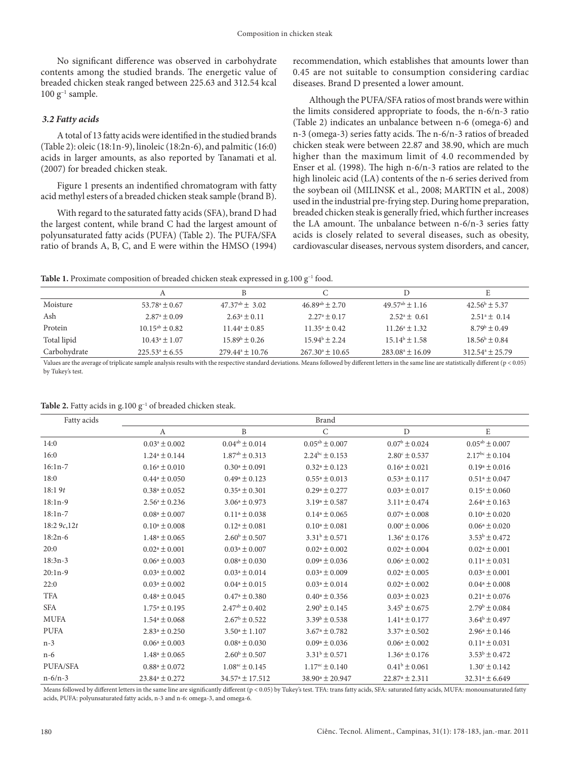No significant difference was observed in carbohydrate contents among the studied brands. The energetic value of breaded chicken steak ranged between 225.63 and 312.54 kcal 100 $g^{-1}$ sample.

### 3.2 Fatty acids

A total of 13 fatty acids were identified in the studied brands (Table 2): oleic (18:1n-9), linoleic (18:2n-6), and palmitic (16:0) acids in larger amounts, as also reported by Tanamati et al. (2007) for breaded chicken steak.

Figure 1 presents an indentified chromatogram with fatty acid methyl esters of a breaded chicken steak sample (brand B).

With regard to the saturated fatty acids (SFA), brand D had the largest content, while brand C had the largest amount of polyunsaturated fatty acids (PUFA) (Table 2). The PUFA/SFA ratio of brands A, B, C, and E were within the HMSO (1994) recommendation, which establishes that amounts lower than 0.45 are not suitable to consumption considering cardiac diseases. Brand D presented a lower amount.

Although the PUFA/SFA ratios of most brands were within the limits considered appropriate to foods, the n-6/n-3 ratio (Table 2) indicates an unbalance between n-6 (omega-6) and n-3 (omega-3) series fatty acids. The n-6/n-3 ratios of breaded chicken steak were between 22.87 and 38.90, which are much higher than the maximum limit of 4.0 recommended by Enser et al. (1998). The high n-6/n-3 ratios are related to the high linoleic acid (LA) contents of the n-6 series derived from the soybean oil (MILINSK et al., 2008; MARTIN et al., 2008) used in the industrial pre-frying step. During home preparation, breaded chicken steak is generally fried, which further increases the LA amount. The unbalance between n-6/n-3 series fatty acids is closely related to several diseases, such as obesity, cardiovascular diseases, nervous system disorders, and cancer,

**Table 1.** Proximate composition of breaded chicken steak expressed in g.100 $g^{-1}$ food.

| | A | B | C | D | E |
|---|---|---|---|---|---|
| Moisture | $53.78^{a} \pm 0.67$ | $47.37^{ab} \pm 3.02$ | $46.89^{ab} \pm 2.70$ | $49.57^{ab} \pm 1.16$ | $42.56^{b} \pm 5.37$ |
| Ash | $2.87^{a} \pm 0.09$ | $2.63^{a} \pm 0.11$ | $2.27^{a} \pm 0.17$ | $2.52^{a} \pm 0.61$ | $2.51^{a} \pm 0.14$ |
| Protein | $10.15^{ab} \pm 0.82$ | $11.44^{a} \pm 0.85$ | $11.35^{a} \pm 0.42$ | $11.26^{a} \pm 1.32$ | $8.79^{b} \pm 0.49$ |
| Total lipid | $10.43^{a} \pm 1.07$ | $15.89^{b} \pm 0.26$ | $15.94^{b} \pm 2.24$ | $15.14^{b} \pm 1.58$ | $18.56^{b} \pm 0.84$ |
| Carbohydrate | $225.53^{a} \pm 6.55$ | $279.44^{a} \pm 10.76$ | $267.30^{a} \pm 10.65$ | $283.08^{a} \pm 16.09$ | $312.54^{a} \pm 25.79$ |

Values are the average of triplicate sample analysis results with the respective standard deviations. Means followed by different letters in the same line are statistically different ($p < 0.05$) by Tukey's test.

**Table 2.** Fatty acids in g.100 $g^{-1}$ of breaded chicken steak.

| Fatty acids | Brand | | | | |
|---|---|---|---|---|---|
| | A | B | C | D | E |
| 14:0 | $0.03^{a} \pm 0.002$ | $0.04^{ab} \pm 0.014$ | $0.05^{ab} \pm 0.007$ | $0.07^{b} \pm 0.024$ | $0.05^{ab} \pm 0.007$ |
| 16:0 | $1.24^{a} \pm 0.144$ | $1.87^{ab} \pm 0.313$ | $2.24^{bc} \pm 0.153$ | $2.80^{c} \pm 0.537$ | $2.17^{bc} \pm 0.104$ |
| 16:1n-7 | $0.16^{a} \pm 0.010$ | $0.30^{a} \pm 0.091$ | $0.32^{a} \pm 0.123$ | $0.16^{a} \pm 0.021$ | $0.19^{a} \pm 0.016$ |
| 18:0 | $0.44^{a} \pm 0.050$ | $0.49^{a} \pm 0.123$ | $0.55^{a} \pm 0.013$ | $0.53^{a} \pm 0.117$ | $0.51^{a} \pm 0.047$ |
| 18:1 9*t* | $0.38^{a} \pm 0.052$ | $0.35^{a} \pm 0.301$ | $0.29^{a} \pm 0.277$ | $0.03^{a} \pm 0.017$ | $0.15^{a} \pm 0.060$ |
| 18:1n-9 | $2.56^{a} \pm 0.236$ | $3.06^{a} \pm 0.973$ | $3.19^{a} \pm 0.587$ | $3.11^{a} \pm 0.474$ | $2.64^{a} \pm 0.163$ |
| 18:1n-7 | $0.08^{a} \pm 0.007$ | $0.11^{a} \pm 0.038$ | $0.14^{a} \pm 0.065$ | $0.07^{a} \pm 0.008$ | $0.10^{a} \pm 0.020$ |
| 18:2 9*c*,12*t* | $0.10^{a} \pm 0.008$ | $0.12^{a} \pm 0.081$ | $0.10^{a} \pm 0.081$ | $0.00^{a} \pm 0.006$ | $0.06^{a} \pm 0.020$ |
| 18:2n-6 | $1.48^{a} \pm 0.065$ | $2.60^{b} \pm 0.507$ | $3.31^{b} \pm 0.571$ | $1.36^{a} \pm 0.176$ | $3.53^{b} \pm 0.472$ |
| 20:0 | $0.02^{a} \pm 0.001$ | $0.03^{a} \pm 0.007$ | $0.02^{a} \pm 0.002$ | $0.02^{a} \pm 0.004$ | $0.02^{a} \pm 0.001$ |
| 18:3n-3 | $0.06^{a} \pm 0.003$ | $0.08^{a} \pm 0.030$ | $0.09^{a} \pm 0.036$ | $0.06^{a} \pm 0.002$ | $0.11^{a} \pm 0.031$ |
| 20:1n-9 | $0.03^{a} \pm 0.002$ | $0.03^{a} \pm 0.014$ | $0.03^{a} \pm 0.009$ | $0.02^{a} \pm 0.005$ | $0.03^{a} \pm 0.001$ |
| 22:0 | $0.03^{a} \pm 0.002$ | $0.04^{a} \pm 0.015$ | $0.03^{a} \pm 0.014$ | $0.02^{a} \pm 0.002$ | $0.04^{a} \pm 0.008$ |
| TFA | $0.48^{a} \pm 0.045$ | $0.47^{a} \pm 0.380$ | $0.40^{a} \pm 0.356$ | $0.03^{a} \pm 0.023$ | $0.21^{a} \pm 0.076$ |
| SFA | $1.75^{a} \pm 0.195$ | $2.47^{ab} \pm 0.402$ | $2.90^{b} \pm 0.145$ | $3.45^{b} \pm 0.675$ | $2.79^{b} \pm 0.084$ |
| MUFA | $1.54^{a} \pm 0.068$ | $2.67^{b} \pm 0.522$ | $3.39^{b} \pm 0.538$ | $1.41^{a} \pm 0.177$ | $3.64^{b} \pm 0.497$ |
| PUFA | $2.83^{a} \pm 0.250$ | $3.50^{a} \pm 1.107$ | $3.67^{a} \pm 0.782$ | $3.37^{a} \pm 0.502$ | $2.96^{a} \pm 0.146$ |
| n-3 | $0.06^{a} \pm 0.003$ | $0.08^{a} \pm 0.030$ | $0.09^{a} \pm 0.036$ | $0.06^{a} \pm 0.002$ | $0.11^{a} \pm 0.031$ |
| n-6 | $1.48^{a} \pm 0.065$ | $2.60^{b} \pm 0.507$ | $3.31^{b} \pm 0.571$ | $1.36^{a} \pm 0.176$ | $3.53^{b} \pm 0.472$ |
| PUFA/SFA | $0.88^{a} \pm 0.072$ | $1.08^{ac} \pm 0.145$ | $1.17^{ac} \pm 0.140$ | $0.41^{b} \pm 0.061$ | $1.30^{c} \pm 0.142$ |
| n-6/n-3 | $23.84^{a} \pm 0.272$ | $34.57^{a} \pm 17.512$ | $38.90^{a} \pm 20.947$ | $22.87^{a} \pm 2.311$ | $32.31^{a} \pm 6.649$ |

Means followed by different letters in the same line are significantly different ($p < 0.05$) by Tukey's test. TFA: trans fatty acids, SFA: saturated fatty acids, MUFA: monounsaturated fatty acids, PUFA: polyunsaturated fatty acids, n-3 and n-6: omega-3, and omega-6.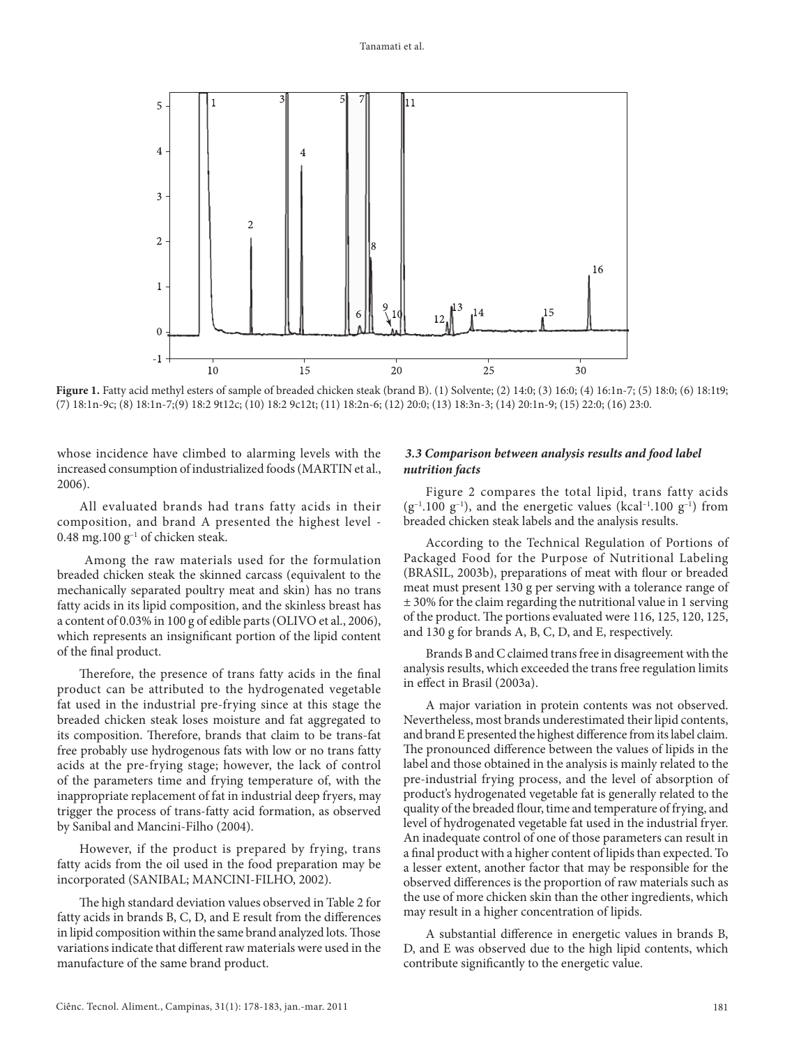**Figure 1.** Fatty acid methyl esters of sample of breaded chicken steak (brand B). (1) Solvente; (2) 14:0; (3) 16:0; (4) 16:1n-7; (5) 18:0; (6) 18:1t9; (7) 18:1n-9c; (8) 18:1n-7;(9) 18:2 9t12c; (10) 18:2 9c12t; (11) 18:2n-6; (12) 20:0; (13) 18:3n-3; (14) 20:1n-9; (15) 22:0; (16) 23:0.

whose incidence have climbed to alarming levels with the increased consumption of industrialized foods (MARTIN et al., 2006).

All evaluated brands had trans fatty acids in their composition, and brand A presented the highest level - 0.48 mg.100 $g^{-1}$ of chicken steak.

Among the raw materials used for the formulation breaded chicken steak the skinned carcass (equivalent to the mechanically separated poultry meat and skin) has no trans fatty acids in its lipid composition, and the skinless breast has a content of 0.03% in 100 g of edible parts (OLIVO et al., 2006), which represents an insignificant portion of the lipid content of the final product.

Therefore, the presence of trans fatty acids in the final product can be attributed to the hydrogenated vegetable fat used in the industrial pre-frying since at this stage the breaded chicken steak loses moisture and fat aggregated to its composition. Therefore, brands that claim to be trans-fat free probably use hydrogenous fats with low or no trans fatty acids at the pre-frying stage; however, the lack of control of the parameters time and frying temperature of, with the inappropriate replacement of fat in industrial deep fryers, may trigger the process of trans-fatty acid formation, as observed by Sanibal and Mancini-Filho (2004).

However, if the product is prepared by frying, trans fatty acids from the oil used in the food preparation may be incorporated (SANIBAL; MANCINI-FILHO, 2002).

The high standard deviation values observed in Table 2 for fatty acids in brands B, C, D, and E result from the differences in lipid composition within the same brand analyzed lots. Those variations indicate that different raw materials were used in the manufacture of the same brand product.

### 3.3 Comparison between analysis results and food label nutrition facts

Figure 2 compares the total lipid, trans fatty acids ($g^{-1}$.100 $g^{-1}$), and the energetic values ($kcal^{-1}$.100 $g^{-1}$) from breaded chicken steak labels and the analysis results.

According to the Technical Regulation of Portions of Packaged Food for the Purpose of Nutritional Labeling (BRASIL, 2003b), preparations of meat with flour or breaded meat must present 130 g per serving with a tolerance range of ± 30% for the claim regarding the nutritional value in 1 serving of the product. The portions evaluated were 116, 125, 120, 125, and 130 g for brands A, B, C, D, and E, respectively.

Brands B and C claimed trans free in disagreement with the analysis results, which exceeded the trans free regulation limits in effect in Brasil (2003a).

A major variation in protein contents was not observed. Nevertheless, most brands underestimated their lipid contents, and brand E presented the highest difference from its label claim. The pronounced difference between the values of lipids in the label and those obtained in the analysis is mainly related to the pre-industrial frying process, and the level of absorption of product's hydrogenated vegetable fat is generally related to the quality of the breaded flour, time and temperature of frying, and level of hydrogenated vegetable fat used in the industrial fryer. An inadequate control of one of those parameters can result in a final product with a higher content of lipids than expected. To a lesser extent, another factor that may be responsible for the observed differences is the proportion of raw materials such as the use of more chicken skin than the other ingredients, which may result in a higher concentration of lipids.

A substantial difference in energetic values in brands B, D, and E was observed due to the high lipid contents, which contribute significantly to the energetic value.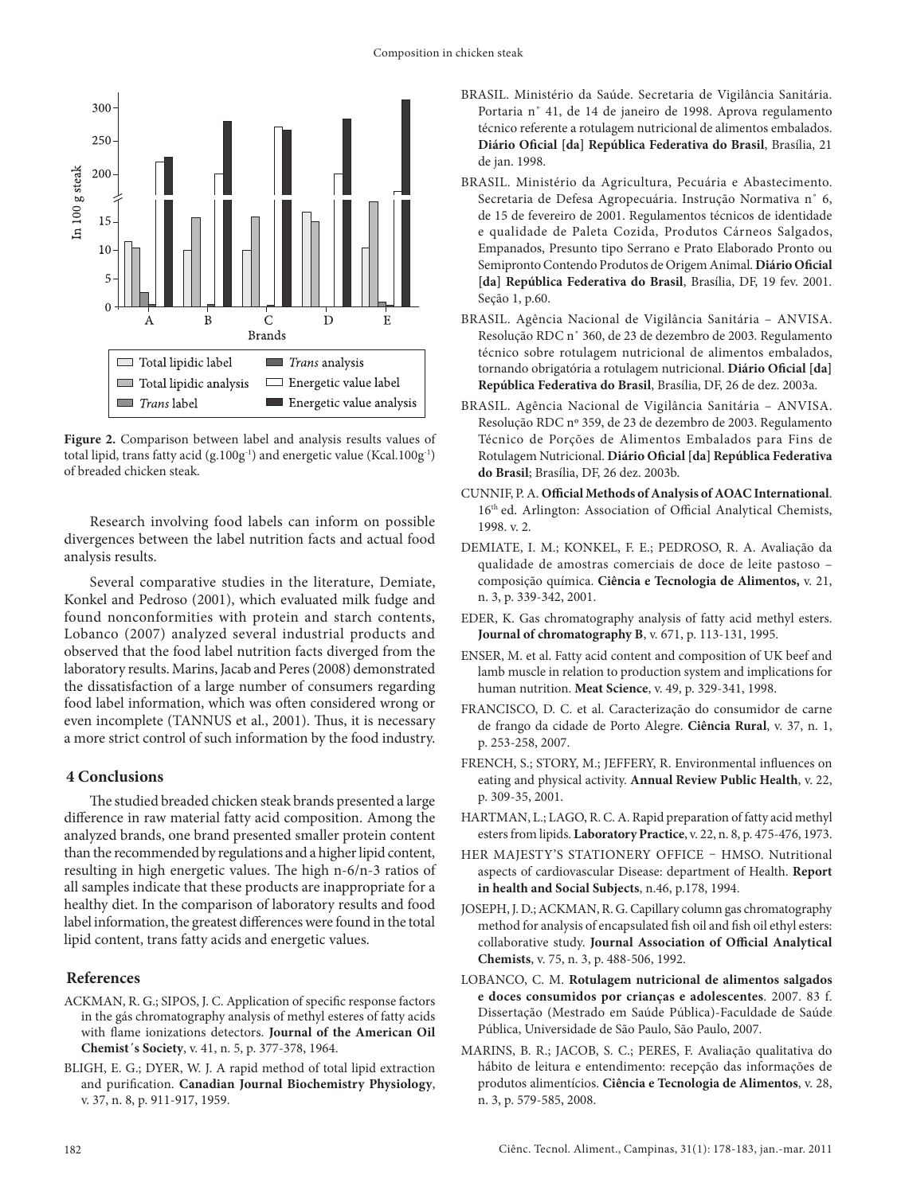**Figure 2.** Comparison between label and analysis results values of total lipid, trans fatty acid (g.$100g^{-1}$) and energetic value (Kcal.$100g^{-1}$) of breaded chicken steak.

Research involving food labels can inform on possible divergences between the label nutrition facts and actual food analysis results.

Several comparative studies in the literature, Demiate, Konkel and Pedroso (2001), which evaluated milk fudge and found nonconformities with protein and starch contents, Lobanco (2007) analyzed several industrial products and observed that the food label nutrition facts diverged from the laboratory results. Marins, Jacab and Peres (2008) demonstrated the dissatisfaction of a large number of consumers regarding food label information, which was often considered wrong or even incomplete (TANNUS et al., 2001). Thus, it is necessary a more strict control of such information by the food industry.

## 4 Conclusions

The studied breaded chicken steak brands presented a large difference in raw material fatty acid composition. Among the analyzed brands, one brand presented smaller protein content than the recommended by regulations and a higher lipid content, resulting in high energetic values. The high n-6/n-3 ratios of all samples indicate that these products are inappropriate for a healthy diet. In the comparison of laboratory results and food label information, the greatest differences were found in the total lipid content, trans fatty acids and energetic values.

## References

ACKMAN, R. G.; SIPOS, J. C. Application of specific response factors in the gás chromatography analysis of methyl esteres of fatty acids with flame ionizations detectors. **Journal of the American Oil Chemist´s Society**, v. 41, n. 5, p. 377-378, 1964.

BLIGH, E. G.; DYER, W. J. A rapid method of total lipid extraction and purification. **Canadian Journal Biochemistry Physiology**, v. 37, n. 8, p. 911-917, 1959.

BRASIL. Ministério da Saúde. Secretaria de Vigilância Sanitária. Portaria n° 41, de 14 de janeiro de 1998. Aprova regulamento técnico referente a rotulagem nutricional de alimentos embalados. **Diário Oficial [da] República Federativa do Brasil**, Brasília, 21 de jan. 1998.

BRASIL. Ministério da Agricultura, Pecuária e Abastecimento. Secretaria de Defesa Agropecuária. Instrução Normativa n° 6, de 15 de fevereiro de 2001. Regulamentos técnicos de identidade e qualidade de Paleta Cozida, Produtos Cárneos Salgados, Empanados, Presunto tipo Serrano e Prato Elaborado Pronto ou Semipronto Contendo Produtos de Origem Animal. **Diário Oficial [da] República Federativa do Brasil**, Brasília, DF, 19 fev. 2001. Seção 1, p.60.

BRASIL. Agência Nacional de Vigilância Sanitária – ANVISA. Resolução RDC n° 360, de 23 de dezembro de 2003. Regulamento técnico sobre rotulagem nutricional de alimentos embalados, tornando obrigatória a rotulagem nutricional. **Diário Oficial [da] República Federativa do Brasil**, Brasília, DF, 26 de dez. 2003a.

BRASIL. Agência Nacional de Vigilância Sanitária – ANVISA. Resolução RDC nº 359, de 23 de dezembro de 2003. Regulamento Técnico de Porções de Alimentos Embalados para Fins de Rotulagem Nutricional. **Diário Oficial [da] República Federativa do Brasil**; Brasília, DF, 26 dez. 2003b.

CUNNIF, P. A. **Official Methods of Analysis of AOAC International**. 16th ed. Arlington: Association of Official Analytical Chemists, 1998. v. 2.

DEMIATE, I. M.; KONKEL, F. E.; PEDROSO, R. A. Avaliação da qualidade de amostras comerciais de doce de leite pastoso – composição química. **Ciência e Tecnologia de Alimentos,** v. 21, n. 3, p. 339-342, 2001.

EDER, K. Gas chromatography analysis of fatty acid methyl esters. **Journal of chromatography B**, v. 671, p. 113-131, 1995.

ENSER, M. et al. Fatty acid content and composition of UK beef and lamb muscle in relation to production system and implications for human nutrition. **Meat Science**, v. 49, p. 329-341, 1998.

FRANCISCO, D. C. et al. Caracterização do consumidor de carne de frango da cidade de Porto Alegre. **Ciência Rural**, v. 37, n. 1, p. 253-258, 2007.

FRENCH, S.; STORY, M.; JEFFERY, R. Environmental influences on eating and physical activity. **Annual Review Public Health**, v. 22, p. 309-35, 2001.

HARTMAN, L.; LAGO, R. C. A. Rapid preparation of fatty acid methyl esters from lipids. **Laboratory Practice**, v. 22, n. 8, p. 475-476, 1973.

HER MAJESTY'S STATIONERY OFFICE − HMSO. Nutritional aspects of cardiovascular Disease: department of Health. **Report in health and Social Subjects**, n.46, p.178, 1994.

JOSEPH, J. D.; ACKMAN, R. G. Capillary column gas chromatography method for analysis of encapsulated fish oil and fish oil ethyl esters: collaborative study. **Journal Association of Official Analytical Chemists**, v. 75, n. 3, p. 488-506, 1992.

LOBANCO, C. M. **Rotulagem nutricional de alimentos salgados e doces consumidos por crianças e adolescentes**. 2007. 83 f. Dissertação (Mestrado em Saúde Pública)-Faculdade de Saúde Pública, Universidade de São Paulo, São Paulo, 2007.

MARINS, B. R.; JACOB, S. C.; PERES, F. Avaliação qualitativa do hábito de leitura e entendimento: recepção das informações de produtos alimentícios. **Ciência e Tecnologia de Alimentos**, v. 28, n. 3, p. 579-585, 2008.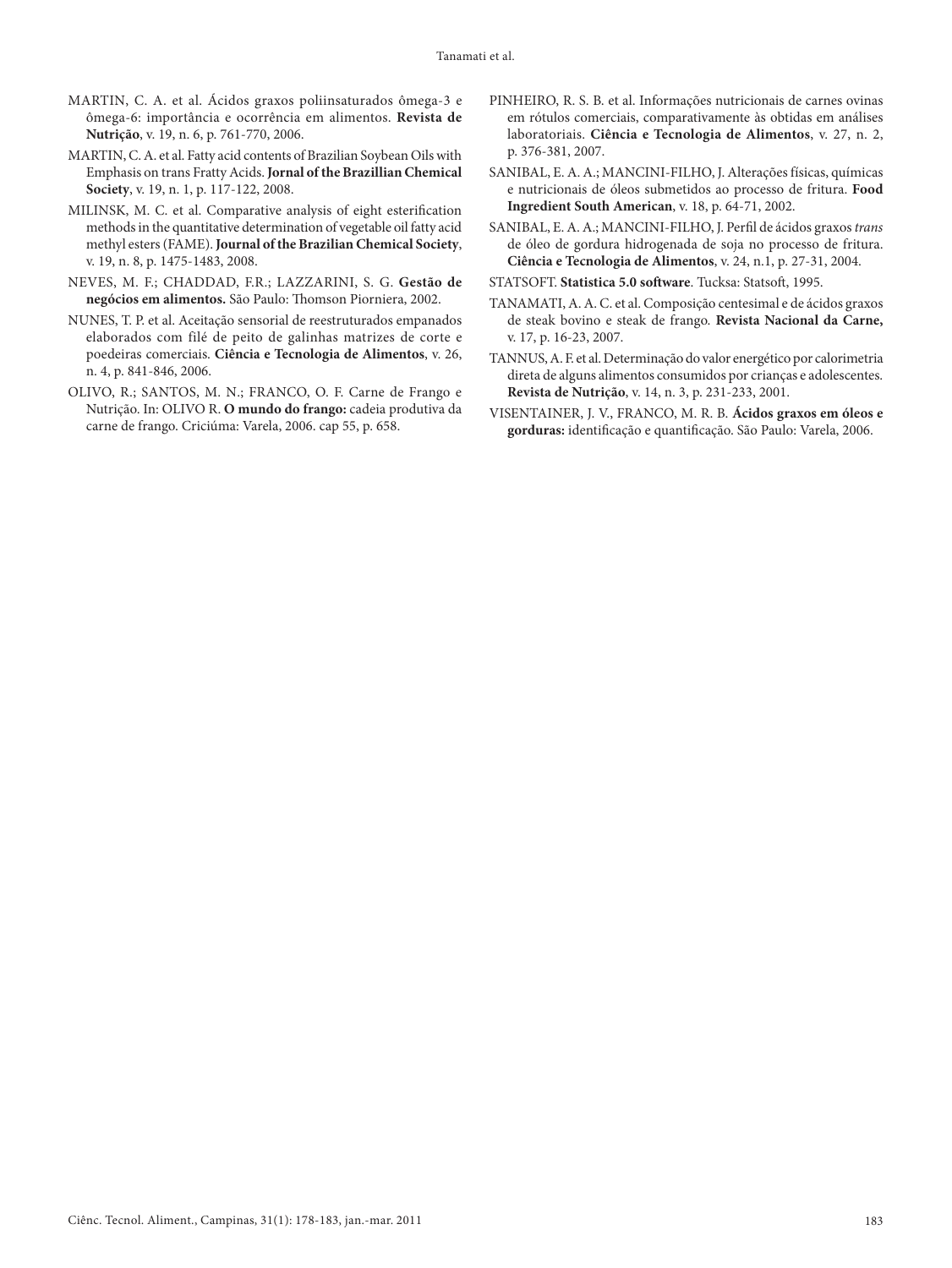MARTIN, C. A. et al. Ácidos graxos poliinsaturados ômega-3 e ômega-6: importância e ocorrência em alimentos. **Revista de Nutrição**, v. 19, n. 6, p. 761-770, 2006.

MARTIN, C. A. et al. Fatty acid contents of Brazilian Soybean Oils with Emphasis on trans Fratty Acids. **Jornal of the Brazillian Chemical Society**, v. 19, n. 1, p. 117-122, 2008.

MILINSK, M. C. et al. Comparative analysis of eight esterification methods in the quantitative determination of vegetable oil fatty acid methyl esters (FAME). **Journal of the Brazilian Chemical Society**, v. 19, n. 8, p. 1475-1483, 2008.

NEVES, M. F.; CHADDAD, F.R.; LAZZARINI, S. G. **Gestão de negócios em alimentos.** São Paulo: Thomson Piorniera, 2002.

NUNES, T. P. et al. Aceitação sensorial de reestruturados empanados elaborados com filé de peito de galinhas matrizes de corte e poedeiras comerciais. **Ciência e Tecnologia de Alimentos**, v. 26, n. 4, p. 841-846, 2006.

OLIVO, R.; SANTOS, M. N.; FRANCO, O. F. Carne de Frango e Nutrição. In: OLIVO R. **O mundo do frango:** cadeia produtiva da carne de frango. Criciúma: Varela, 2006. cap 55, p. 658.

PINHEIRO, R. S. B. et al. Informações nutricionais de carnes ovinas em rótulos comerciais, comparativamente às obtidas em análises laboratoriais. **Ciência e Tecnologia de Alimentos**, v. 27, n. 2, p. 376-381, 2007.

SANIBAL, E. A. A.; MANCINI-FILHO, J. Alterações físicas, químicas e nutricionais de óleos submetidos ao processo de fritura. **Food Ingredient South American**, v. 18, p. 64-71, 2002.

SANIBAL, E. A. A.; MANCINI-FILHO, J. Perfil de ácidos graxos *trans* de óleo de gordura hidrogenada de soja no processo de fritura. **Ciência e Tecnologia de Alimentos**, v. 24, n.1, p. 27-31, 2004.

STATSOFT. **Statistica 5.0 software**. Tucksa: Statsoft, 1995.

TANAMATI, A. A. C. et al. Composição centesimal e de ácidos graxos de steak bovino e steak de frango. **Revista Nacional da Carne,** v. 17, p. 16-23, 2007.

TANNUS, A. F. et al. Determinação do valor energético por calorimetria direta de alguns alimentos consumidos por crianças e adolescentes. **Revista de Nutrição**, v. 14, n. 3, p. 231-233, 2001.

VISENTAINER, J. V., FRANCO, M. R. B. **Ácidos graxos em óleos e gorduras:** identificação e quantificação. São Paulo: Varela, 2006.